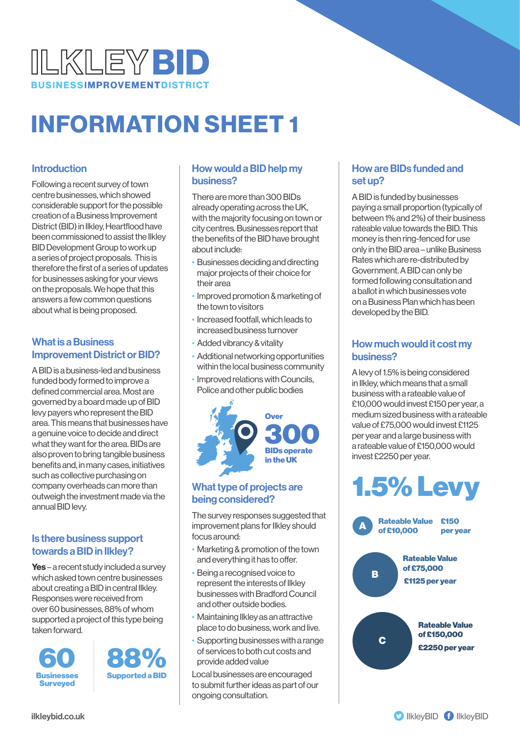# ILKLEY BID

BUSINESS IMPROVEMENT DISTRICT

# INFORMATION SHEET 1

## Introduction

Following a recent survey of town centre businesses, which showed considerable support for the possible creation of a Business Improvement District (BID) in Ilkley, Heartflood have been commissioned to assist the Ilkley BID Development Group to work up a series of project proposals. This is therefore the first of a series of updates for businesses asking for your views on the proposals. We hope that this answers a few common questions about what is being proposed.

## What is a Business Improvement District or BID?

A BID is a business-led and business funded body formed to improve a defined commercial area. Most are governed by a board made up of BID levy payers who represent the BID area. This means that businesses have a genuine voice to decide and direct what they want for the area. BIDs are also proven to bring tangible business benefits and, in many cases, initiatives such as collective purchasing on company overheads can more than outweigh the investment made via the annual BID levy.

## Is there business support towards a BID in Ilkley?

**Yes** – a recent study included a survey which asked town centre businesses about creating a BID in central Ilkley. Responses were received from over 60 businesses, 88% of whom supported a project of this type being taken forward.

**60** Businesses Surveyed

**88%** Supported a BID

## How would a BID help my business?

There are more than 300 BIDs already operating across the UK, with the majority focusing on town or city centres. Businesses report that the benefits of the BID have brought about include:

- Businesses deciding and directing major projects of their choice for their area
- Improved promotion & marketing of the town to visitors
- Increased footfall, which leads to increased business turnover
- Added vibrancy & vitality
- Additional networking opportunities within the local business community
- Improved relations with Councils, Police and other public bodies

Over **300** BIDs operate in the UK

## What type of projects are being considered?

The survey responses suggested that improvement plans for Ilkley should focus around:

- Marketing & promotion of the town and everything it has to offer.
- Being a recognised voice to represent the interests of Ilkley businesses with Bradford Council and other outside bodies.
- Maintaining Ilkley as an attractive place to do business, work and live.
- Supporting businesses with a range of services to both cut costs and provide added value

Local businesses are encouraged to submit further ideas as part of our ongoing consultation.

## How are BIDs funded and set up?

A BID is funded by businesses paying a small proportion (typically of between 1% and 2%) of their business rateable value towards the BID. This money is then ring-fenced for use only in the BID area – unlike Business Rates which are re-distributed by Government. A BID can only be formed following consultation and a ballot in which businesses vote on a Business Plan which has been developed by the BID.

## How much would it cost my business?

A levy of 1.5% is being considered in Ilkley, which means that a small business with a rateable value of £10,000 would invest £150 per year, a medium sized business with a rateable value of £75,000 would invest £1125 per year and a large business with a rateable value of £150,000 would invest £2250 per year.

**1.5% Levy**

- **A** – Rateable Value of £10,000 – £150 per year
- **B** – Rateable Value of £75,000 – £1125 per year
- **C** – Rateable Value of £150,000 – £2250 per year

ilkleybid.co.uk

IlkleyBID IlkleyBID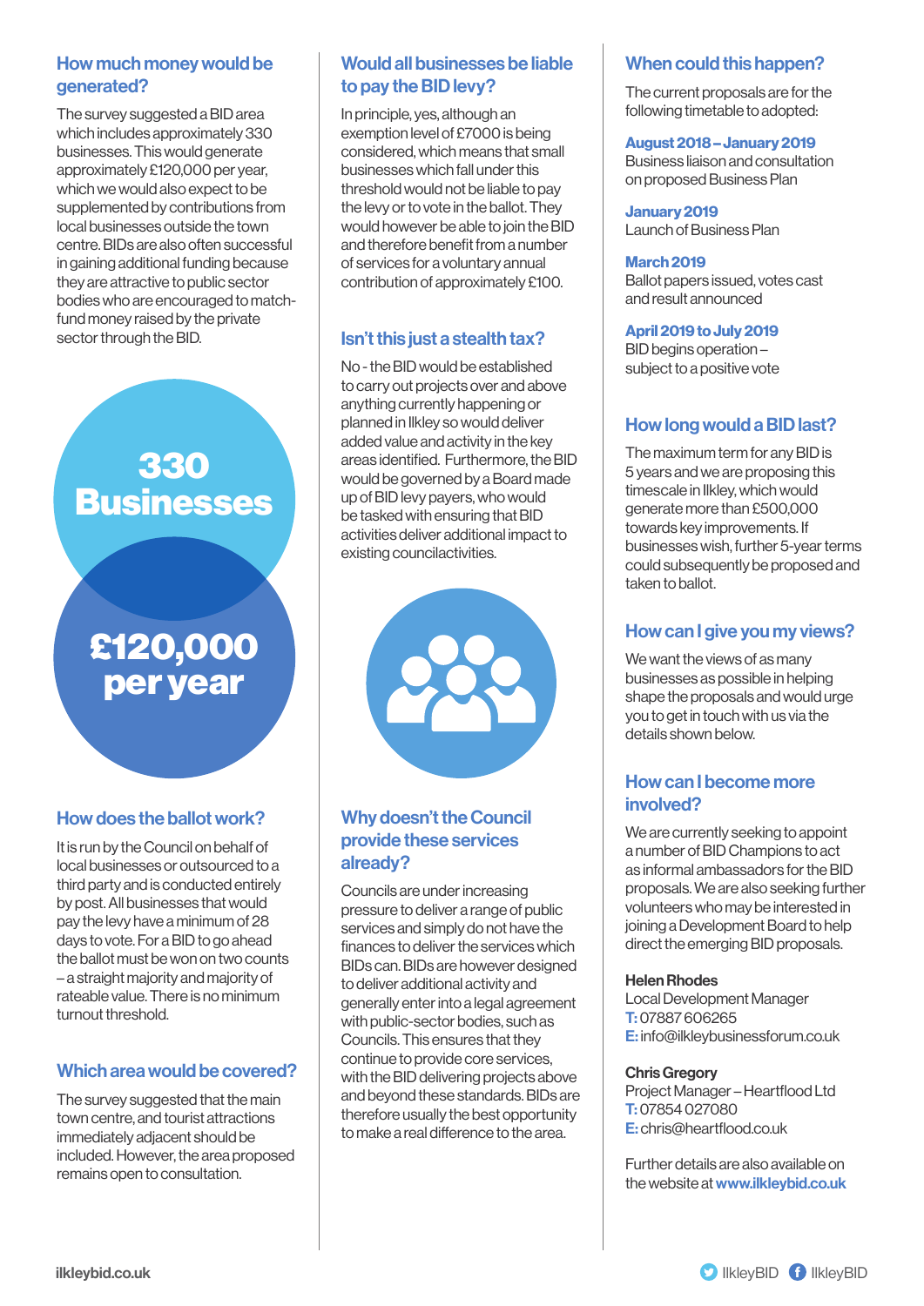## How much money would be generated?

The survey suggested a BID area which includes approximately 330 businesses. This would generate approximately £120,000 per year, which we would also expect to be supplemented by contributions from local businesses outside the town centre. BIDs are also often successful in gaining additional funding because they are attractive to public sector bodies who are encouraged to match-fund money raised by the private sector through the BID.

**330 Businesses**

**£120,000 per year**

## How does the ballot work?

It is run by the Council on behalf of local businesses or outsourced to a third party and is conducted entirely by post. All businesses that would pay the levy have a minimum of 28 days to vote. For a BID to go ahead the ballot must be won on two counts – a straight majority and majority of rateable value. There is no minimum turnout threshold.

## Which area would be covered?

The survey suggested that the main town centre, and tourist attractions immediately adjacent should be included. However, the area proposed remains open to consultation.

## Would all businesses be liable to pay the BID levy?

In principle, yes, although an exemption level of £7000 is being considered, which means that small businesses which fall under this threshold would not be liable to pay the levy or to vote in the ballot. They would however be able to join the BID and therefore benefit from a number of services for a voluntary annual contribution of approximately £100.

## Isn't this just a stealth tax?

No - the BID would be established to carry out projects over and above anything currently happening or planned in Ilkley so would deliver added value and activity in the key areas identified. Furthermore, the BID would be governed by a Board made up of BID levy payers, who would be tasked with ensuring that BID activities deliver additional impact to existing councilactivities.

## Why doesn't the Council provide these services already?

Councils are under increasing pressure to deliver a range of public services and simply do not have the finances to deliver the services which BIDs can. BIDs are however designed to deliver additional activity and generally enter into a legal agreement with public-sector bodies, such as Councils. This ensures that they continue to provide core services, with the BID delivering projects above and beyond these standards. BIDs are therefore usually the best opportunity to make a real difference to the area.

## When could this happen?

The current proposals are for the following timetable to adopted:

**August 2018 – January 2019**
Business liaison and consultation on proposed Business Plan

**January 2019**
Launch of Business Plan

**March 2019**
Ballot papers issued, votes cast and result announced

**April 2019 to July 2019**
BID begins operation – subject to a positive vote

## How long would a BID last?

The maximum term for any BID is 5 years and we are proposing this timescale in Ilkley, which would generate more than £500,000 towards key improvements. If businesses wish, further 5-year terms could subsequently be proposed and taken to ballot.

## How can I give you my views?

We want the views of as many businesses as possible in helping shape the proposals and would urge you to get in touch with us via the details shown below.

## How can I become more involved?

We are currently seeking to appoint a number of BID Champions to act as informal ambassadors for the BID proposals. We are also seeking further volunteers who may be interested in joining a Development Board to help direct the emerging BID proposals.

**Helen Rhodes**
Local Development Manager
**T:** 07887 606265
**E:** info@ilkleybusinessforum.co.uk

**Chris Gregory**
Project Manager – Heartflood Ltd
**T:** 07854 027080
**E:** chris@heartflood.co.uk

Further details are also available on the website at **www.ilkleybid.co.uk**

ilkleybid.co.uk

IlkleyBID IlkleyBID